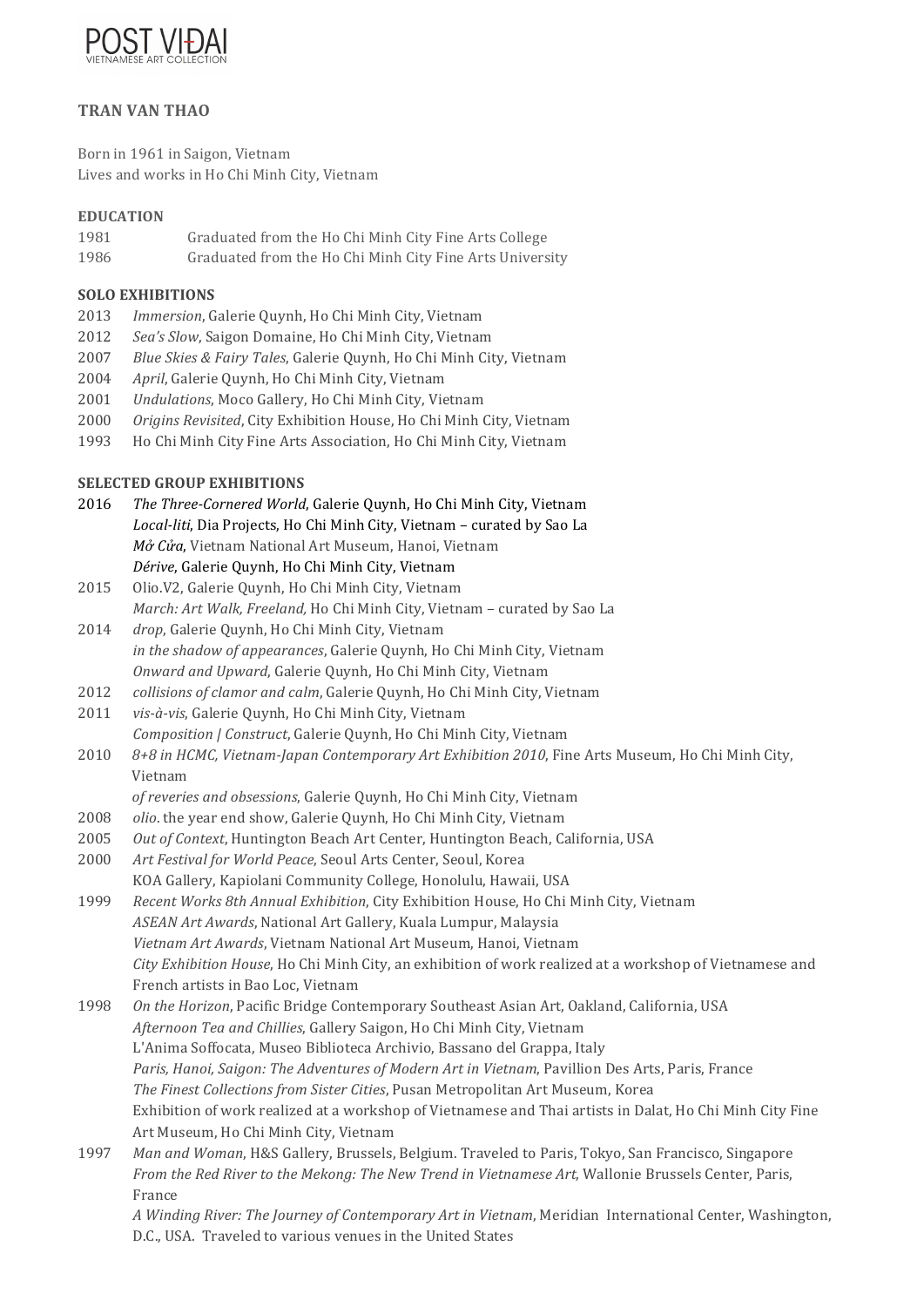# TRAN VAN THAO

Born in 1961 in Saigon, Vietnam
Lives and works in Ho Chi Minh City, Vietnam

## EDUCATION

1981 Graduated from the Ho Chi Minh City Fine Arts College
1986 Graduated from the Ho Chi Minh City Fine Arts University

## SOLO EXHIBITIONS

2013 *Immersion*, Galerie Quynh, Ho Chi Minh City, Vietnam
2012 *Sea's Slow*, Saigon Domaine, Ho Chi Minh City, Vietnam
2007 *Blue Skies & Fairy Tales*, Galerie Quynh, Ho Chi Minh City, Vietnam
2004 *April*, Galerie Quynh, Ho Chi Minh City, Vietnam
2001 *Undulations*, Moco Gallery, Ho Chi Minh City, Vietnam
2000 *Origins Revisited*, City Exhibition House, Ho Chi Minh City, Vietnam
1993 Ho Chi Minh City Fine Arts Association, Ho Chi Minh City, Vietnam

## SELECTED GROUP EXHIBITIONS

2016 *The Three-Cornered World*, Galerie Quynh, Ho Chi Minh City, Vietnam
*Local-liti*, Dia Projects, Ho Chi Minh City, Vietnam – curated by Sao La
*Mở Cửa*, Vietnam National Art Museum, Hanoi, Vietnam
*Dérive*, Galerie Quynh, Ho Chi Minh City, Vietnam

2015 Olio.V2, Galerie Quynh, Ho Chi Minh City, Vietnam
*March: Art Walk, Freeland,* Ho Chi Minh City, Vietnam – curated by Sao La

2014 *drop*, Galerie Quynh, Ho Chi Minh City, Vietnam
*in the shadow of appearances*, Galerie Quynh, Ho Chi Minh City, Vietnam
*Onward and Upward*, Galerie Quynh, Ho Chi Minh City, Vietnam

2012 *collisions of clamor and calm*, Galerie Quynh, Ho Chi Minh City, Vietnam

2011 *vis-à-vis*, Galerie Quynh, Ho Chi Minh City, Vietnam
*Composition | Construct*, Galerie Quynh, Ho Chi Minh City, Vietnam

2010 *8+8 in HCMC, Vietnam-Japan Contemporary Art Exhibition 2010*, Fine Arts Museum, Ho Chi Minh City, Vietnam
*of reveries and obsessions*, Galerie Quynh, Ho Chi Minh City, Vietnam

2008 *olio*. the year end show, Galerie Quynh, Ho Chi Minh City, Vietnam

2005 *Out of Context*, Huntington Beach Art Center, Huntington Beach, California, USA

2000 *Art Festival for World Peace*, Seoul Arts Center, Seoul, Korea
KOA Gallery, Kapiolani Community College, Honolulu, Hawaii, USA

1999 *Recent Works 8th Annual Exhibition*, City Exhibition House, Ho Chi Minh City, Vietnam
*ASEAN Art Awards*, National Art Gallery, Kuala Lumpur, Malaysia
*Vietnam Art Awards*, Vietnam National Art Museum, Hanoi, Vietnam
*City Exhibition House*, Ho Chi Minh City, an exhibition of work realized at a workshop of Vietnamese and French artists in Bao Loc, Vietnam

1998 *On the Horizon*, Pacific Bridge Contemporary Southeast Asian Art, Oakland, California, USA
*Afternoon Tea and Chillies*, Gallery Saigon, Ho Chi Minh City, Vietnam
L'Anima Soffocata, Museo Biblioteca Archivio, Bassano del Grappa, Italy
*Paris, Hanoi, Saigon: The Adventures of Modern Art in Vietnam*, Pavillion Des Arts, Paris, France
*The Finest Collections from Sister Cities*, Pusan Metropolitan Art Museum, Korea
Exhibition of work realized at a workshop of Vietnamese and Thai artists in Dalat, Ho Chi Minh City Fine Art Museum, Ho Chi Minh City, Vietnam

1997 *Man and Woman*, H&S Gallery, Brussels, Belgium. Traveled to Paris, Tokyo, San Francisco, Singapore
*From the Red River to the Mekong: The New Trend in Vietnamese Art*, Wallonie Brussels Center, Paris, France
*A Winding River: The Journey of Contemporary Art in Vietnam*, Meridian International Center, Washington, D.C., USA. Traveled to various venues in the United States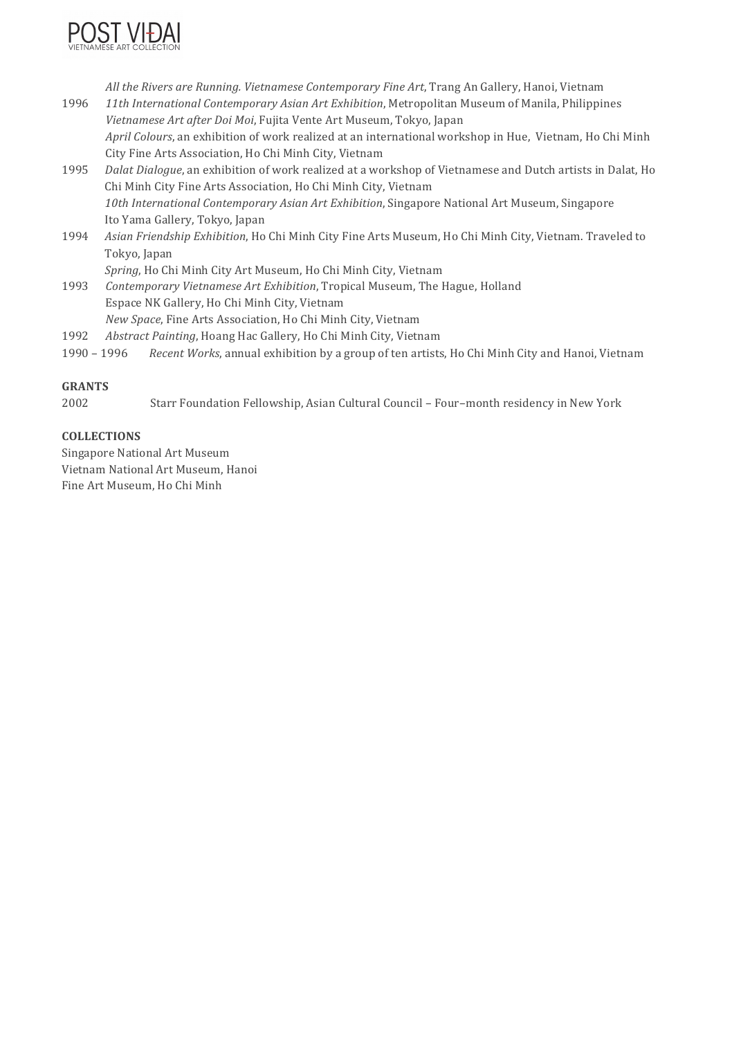*All the Rivers are Running. Vietnamese Contemporary Fine Art*, Trang An Gallery, Hanoi, Vietnam

1996 *11th International Contemporary Asian Art Exhibition*, Metropolitan Museum of Manila, Philippines
*Vietnamese Art after Doi Moi*, Fujita Vente Art Museum, Tokyo, Japan
*April Colours*, an exhibition of work realized at an international workshop in Hue, Vietnam, Ho Chi Minh City Fine Arts Association, Ho Chi Minh City, Vietnam

1995 *Dalat Dialogue*, an exhibition of work realized at a workshop of Vietnamese and Dutch artists in Dalat, Ho Chi Minh City Fine Arts Association, Ho Chi Minh City, Vietnam
*10th International Contemporary Asian Art Exhibition*, Singapore National Art Museum, Singapore
Ito Yama Gallery, Tokyo, Japan

1994 *Asian Friendship Exhibition*, Ho Chi Minh City Fine Arts Museum, Ho Chi Minh City, Vietnam. Traveled to Tokyo, Japan
*Spring*, Ho Chi Minh City Art Museum, Ho Chi Minh City, Vietnam

1993 *Contemporary Vietnamese Art Exhibition*, Tropical Museum, The Hague, Holland
Espace NK Gallery, Ho Chi Minh City, Vietnam
*New Space*, Fine Arts Association, Ho Chi Minh City, Vietnam

1992 *Abstract Painting*, Hoang Hac Gallery, Ho Chi Minh City, Vietnam

1990 – 1996 *Recent Works*, annual exhibition by a group of ten artists, Ho Chi Minh City and Hanoi, Vietnam

**GRANTS**

2002 Starr Foundation Fellowship, Asian Cultural Council – Four–month residency in New York

**COLLECTIONS**

Singapore National Art Museum
Vietnam National Art Museum, Hanoi
Fine Art Museum, Ho Chi Minh